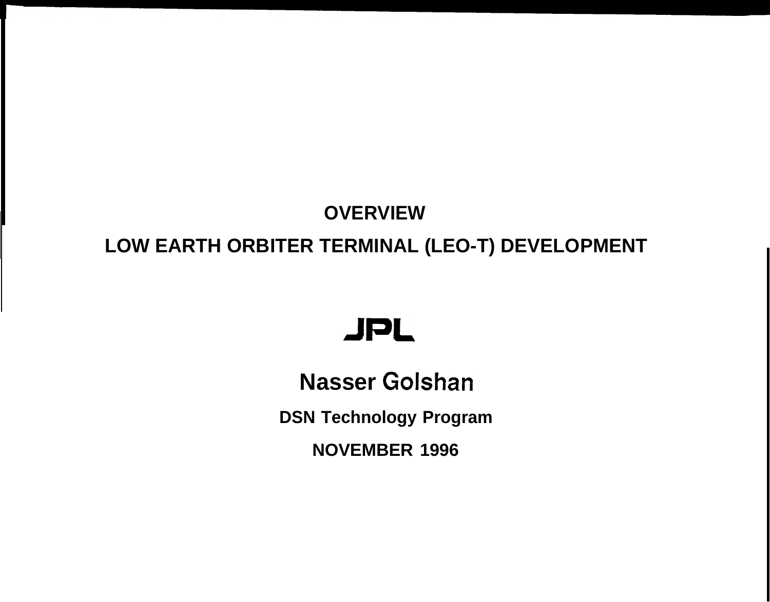# OVERVIEW

# LOW EARTH ORBITER TERMINAL (LEO-T) DEVELOPMENT

**JPL**

**Nasser Golshan**

**DSN Technology Program**

**NOVEMBER 1996**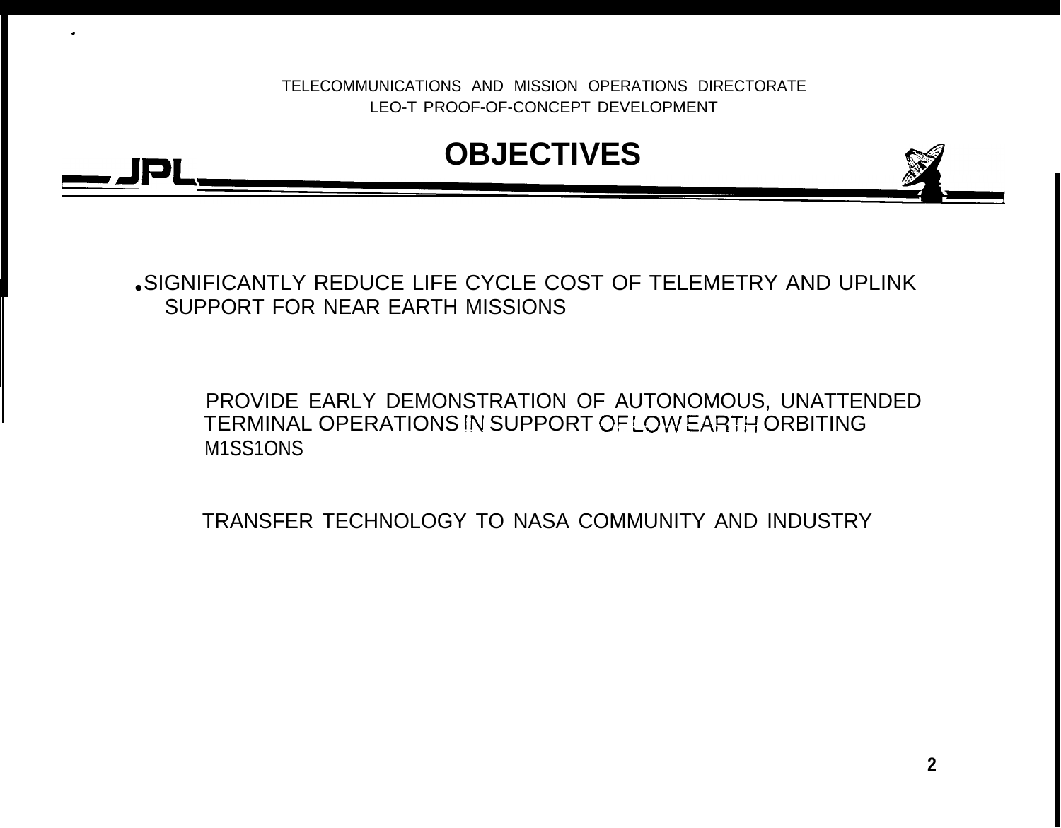TELECOMMUNICATIONS AND MISSION OPERATIONS DIRECTORATE
LEO-T PROOF-OF-CONCEPT DEVELOPMENT

# OBJECTIVES

- SIGNIFICANTLY REDUCE LIFE CYCLE COST OF TELEMETRY AND UPLINK SUPPORT FOR NEAR EARTH MISSIONS

- PROVIDE EARLY DEMONSTRATION OF AUTONOMOUS, UNATTENDED TERMINAL OPERATIONS IN SUPPORT OF LOW EARTH ORBITING MISSIONS

- TRANSFER TECHNOLOGY TO NASA COMMUNITY AND INDUSTRY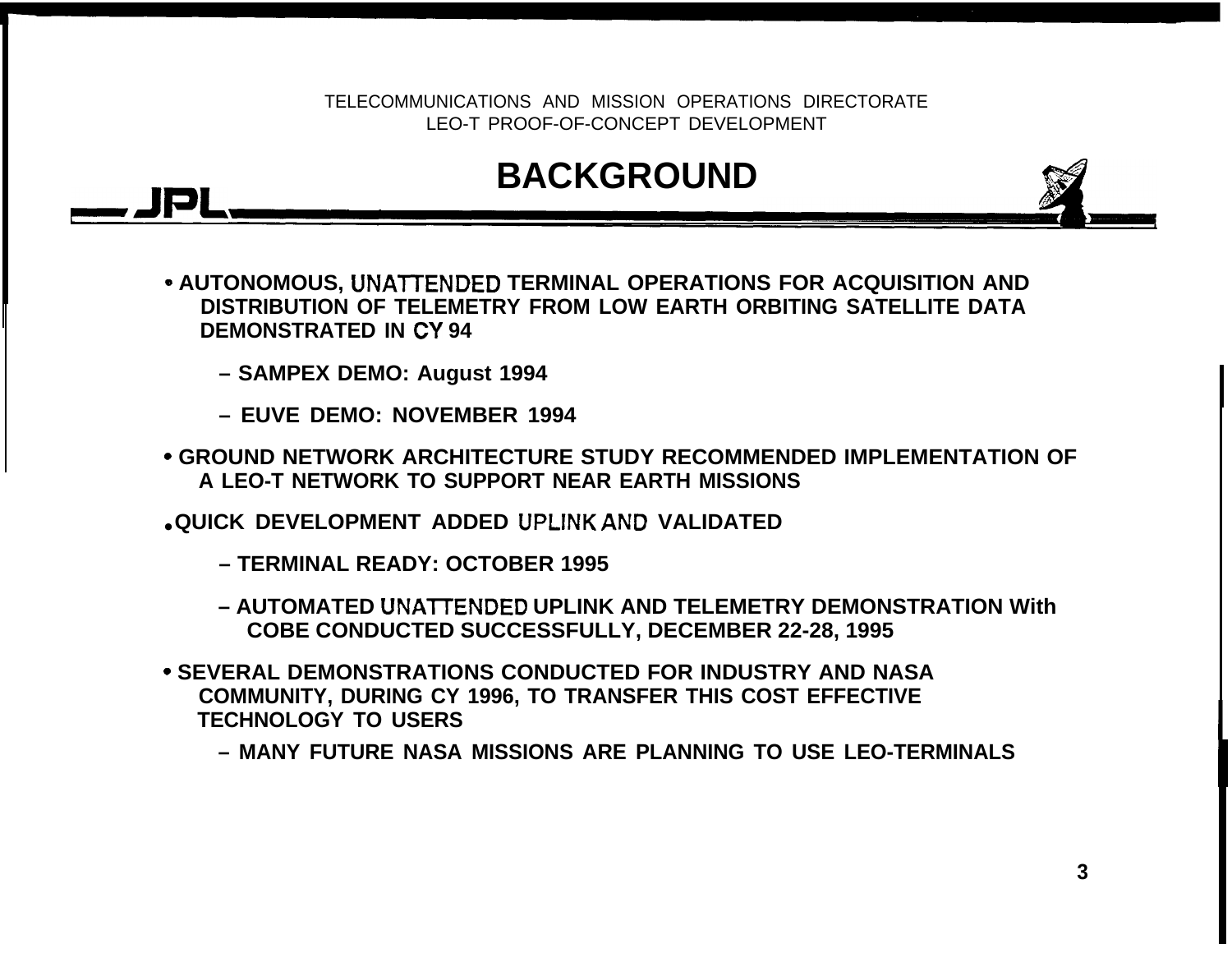TELECOMMUNICATIONS AND MISSION OPERATIONS DIRECTORATE
LEO-T PROOF-OF-CONCEPT DEVELOPMENT

# BACKGROUND

- **AUTONOMOUS, UNATTENDED TERMINAL OPERATIONS FOR ACQUISITION AND DISTRIBUTION OF TELEMETRY FROM LOW EARTH ORBITING SATELLITE DATA DEMONSTRATED IN CY 94**
  - **SAMPEX DEMO: August 1994**
  - **EUVE DEMO: NOVEMBER 1994**
- **GROUND NETWORK ARCHITECTURE STUDY RECOMMENDED IMPLEMENTATION OF A LEO-T NETWORK TO SUPPORT NEAR EARTH MISSIONS**
- **QUICK DEVELOPMENT ADDED UPLINK AND VALIDATED**
  - **TERMINAL READY: OCTOBER 1995**
  - **AUTOMATED UNATTENDED UPLINK AND TELEMETRY DEMONSTRATION With COBE CONDUCTED SUCCESSFULLY, DECEMBER 22-28, 1995**
- **SEVERAL DEMONSTRATIONS CONDUCTED FOR INDUSTRY AND NASA COMMUNITY, DURING CY 1996, TO TRANSFER THIS COST EFFECTIVE TECHNOLOGY TO USERS**
  - **MANY FUTURE NASA MISSIONS ARE PLANNING TO USE LEO-TERMINALS**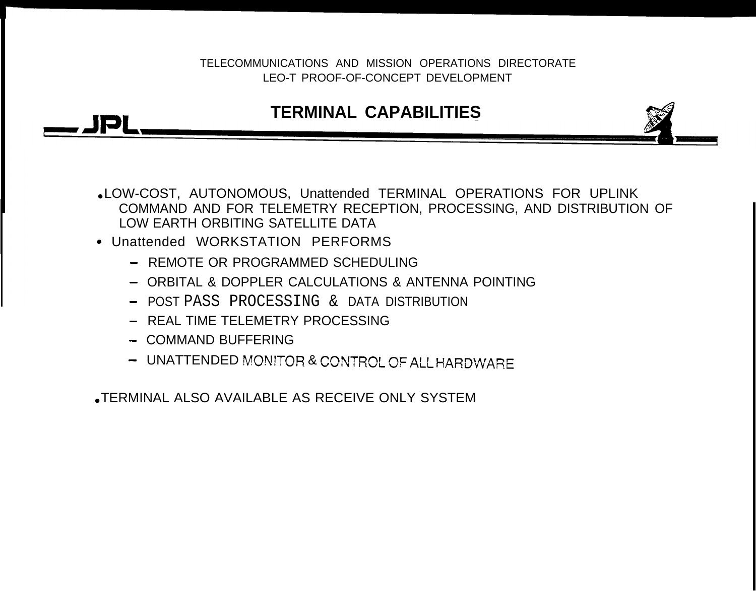TELECOMMUNICATIONS AND MISSION OPERATIONS DIRECTORATE
LEO-T PROOF-OF-CONCEPT DEVELOPMENT

JPL

# TERMINAL CAPABILITIES

- LOW-COST, AUTONOMOUS, Unattended TERMINAL OPERATIONS FOR UPLINK COMMAND AND FOR TELEMETRY RECEPTION, PROCESSING, AND DISTRIBUTION OF LOW EARTH ORBITING SATELLITE DATA
- Unattended WORKSTATION PERFORMS
  - REMOTE OR PROGRAMMED SCHEDULING
  - ORBITAL & DOPPLER CALCULATIONS & ANTENNA POINTING
  - POST PASS PROCESSING & DATA DISTRIBUTION
  - REAL TIME TELEMETRY PROCESSING
  - COMMAND BUFFERING
  - UNATTENDED MONITOR & CONTROL OF ALL HARDWARE
- TERMINAL ALSO AVAILABLE AS RECEIVE ONLY SYSTEM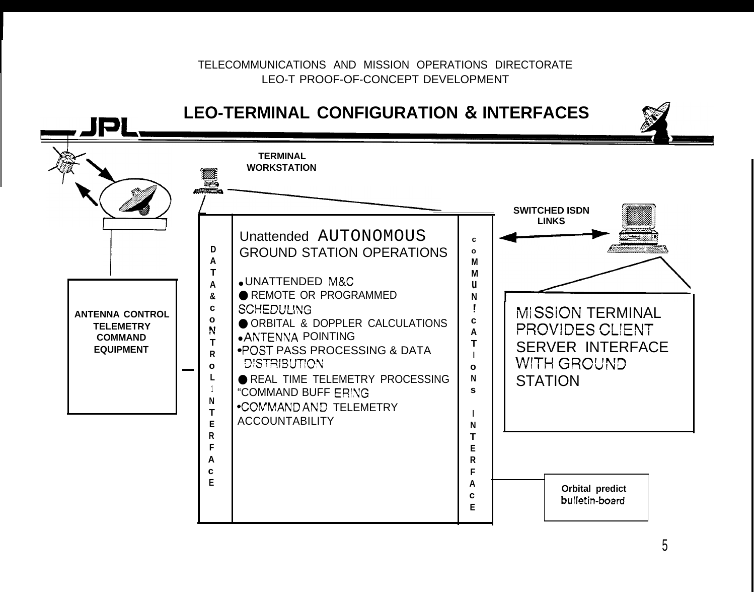TELECOMMUNICATIONS AND MISSION OPERATIONS DIRECTORATE
LEO-T PROOF-OF-CONCEPT DEVELOPMENT

# LEO-TERMINAL CONFIGURATION & INTERFACES

JPL

**TERMINAL WORKSTATION**

**SWITCHED ISDN LINKS**

**ANTENNA CONTROL TELEMETRY COMMAND EQUIPMENT**

**DATA & CONTROL INTERFACE**

Unattended AUTONOMOUS GROUND STATION OPERATIONS

- UNATTENDED M&C
- REMOTE OR PROGRAMMED SCHEDULING
- ORBITAL & DOPPLER CALCULATIONS
- ANTENNA POINTING
- POST PASS PROCESSING & DATA DISTRIBUTION
- REAL TIME TELEMETRY PROCESSING
- COMMAND BUFFERING
- COMMAND AND TELEMETRY ACCOUNTABILITY

**COMMUNICATIONS INTERFACE**

MISSION TERMINAL PROVIDES CLIENT SERVER INTERFACE WITH GROUND STATION

**Orbital predict bulletin-board**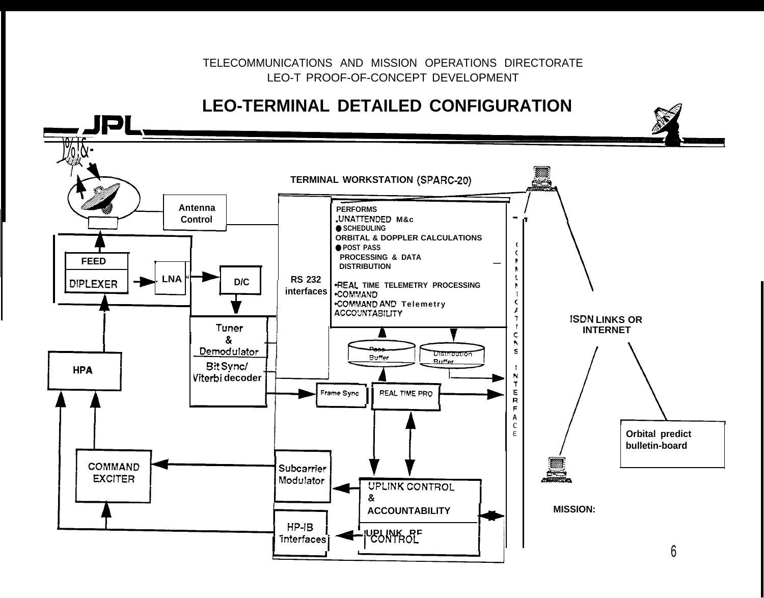TELECOMMUNICATIONS AND MISSION OPERATIONS DIRECTORATE
LEO-T PROOF-OF-CONCEPT DEVELOPMENT

# LEO-TERMINAL DETAILED CONFIGURATION

TERMINAL WORKSTATION (SPARC-20)

Antenna Control

FEED

DIPLEXER

LNA

D/C

HPA

Tuner & Demodulator

Bit Sync/ Viterbi decoder

RS 232 interfaces

PERFORMS
- UNATTENDED M&C
- SCHEDULING
- ORBITAL & DOPPLER CALCULATIONS
- POST PASS PROCESSING & DATA DISTRIBUTION
- REAL TIME TELEMETRY PROCESSING
- COMMAND
- COMMAND AND Telemetry ACCOUNTABILITY

Pass Buffer

Distribution Buffer

Frame Sync

REAL TIME PRO

COMMUNICATIONS INTERFACE

ISDN LINKS OR INTERNET

Orbital predict bulletin-board

COMMAND EXCITER

Subcarrier Modulator

UPLINK CONTROL & ACCOUNTABILITY

HP-IB interfaces

UPLINK RF CONTROL

MISSION: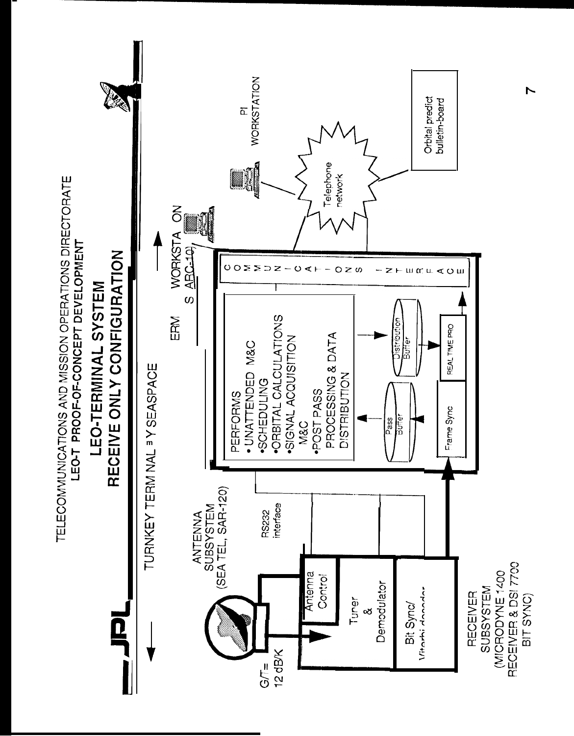TELECOMMUNICATIONS AND MISSION OPERATIONS DIRECTORATE

LEO-T PROOF-OF-CONCEPT DEVELOPMENT

# LEO-TERMINAL SYSTEM
# RECEIVE ONLY CONFIGURATION

TURNKEY TERMINAL BY SEASPACE

TERMINAL WORKSTATION (SPARC-10)

PI WORKSTATION

ANTENNA SUBSYSTEM (SEA TEL, SAR-120)

G/T = 12 dB/K

Antenna Control

Tuner & Demodulator

Bit Sync/ Viterbi decoder

RS232 interface

RECEIVER SUBSYSTEM (MICRODYNE 1400 RECEIVER & DSI 7700 BIT SYNC)

PERFORMS
- UNATTENDED M&C
- SCHEDULING
- ORBITAL CALCULATIONS
- SIGNAL ACQUISITION M&C
- POST PASS PROCESSING & DATA DISTRIBUTION

Pass Buffer

Distribution Buffer

Frame Sync

REAL TIME PRO

COMMUNICATIONS INTERFACE

Telephone network

Orbital predict bulletin-board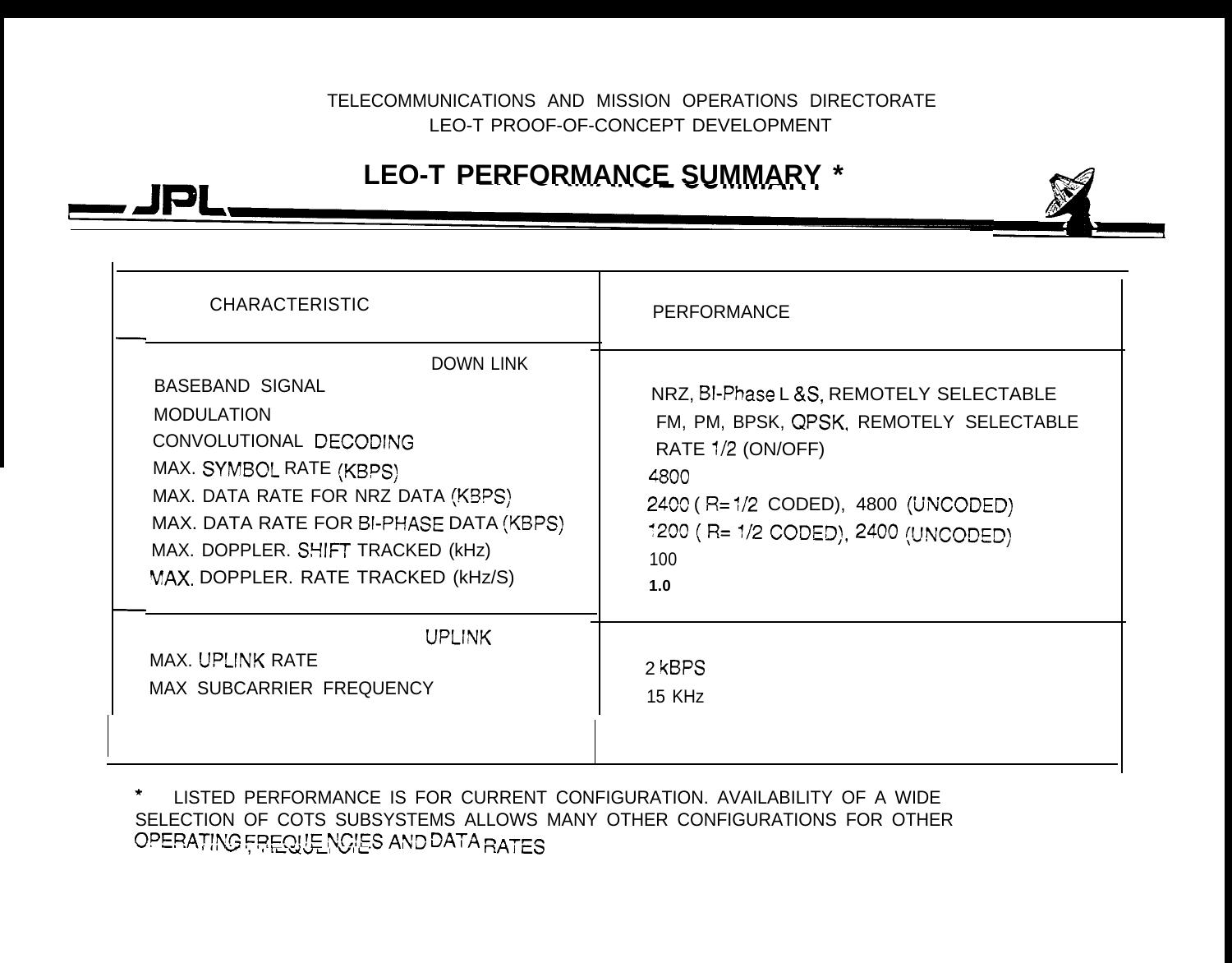TELECOMMUNICATIONS AND MISSION OPERATIONS DIRECTORATE
LEO-T PROOF-OF-CONCEPT DEVELOPMENT

# LEO-T PERFORMANCE SUMMARY *

| CHARACTERISTIC | PERFORMANCE |
|---|---|
| **DOWN LINK** | |
| BASEBAND SIGNAL | NRZ, BI-Phase L &S, REMOTELY SELECTABLE |
| MODULATION | FM, PM, BPSK, QPSK, REMOTELY SELECTABLE |
| CONVOLUTIONAL DECODING | RATE 1/2 (ON/OFF) |
| MAX. SYMBOL RATE (KBPS) | 4800 |
| MAX. DATA RATE FOR NRZ DATA (KBPS) | 2400 ( R= 1/2 CODED), 4800 (UNCODED) |
| MAX. DATA RATE FOR BI-PHASE DATA (KBPS) | 1200 ( R= 1/2 CODED), 2400 (UNCODED) |
| MAX. DOPPLER. SHIFT TRACKED (kHz) | 100 |
| MAX. DOPPLER. RATE TRACKED (kHz/S) | 1.0 |
| **UPLINK** | |
| MAX. UPLINK RATE | 2 kBPS |
| MAX SUBCARRIER FREQUENCY | 15 KHz |

* LISTED PERFORMANCE IS FOR CURRENT CONFIGURATION. AVAILABILITY OF A WIDE SELECTION OF COTS SUBSYSTEMS ALLOWS MANY OTHER CONFIGURATIONS FOR OTHER OPERATING FREQUENCIES AND DATA RATES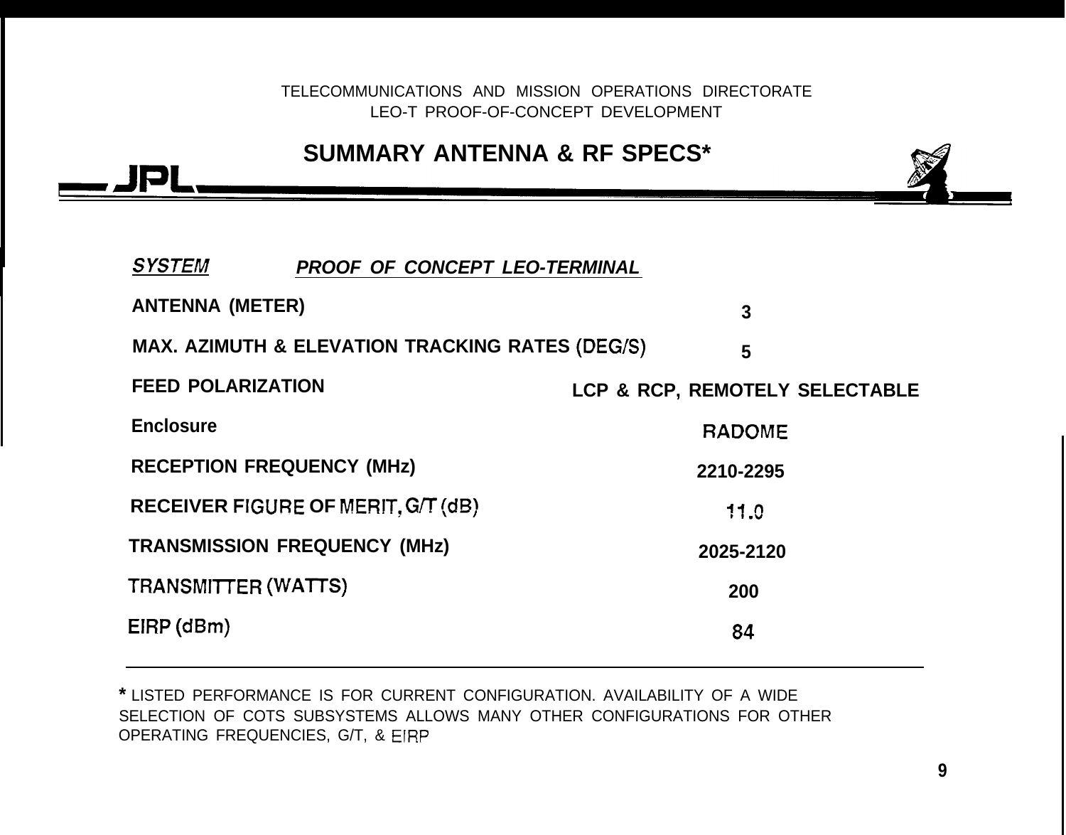TELECOMMUNICATIONS AND MISSION OPERATIONS DIRECTORATE
LEO-T PROOF-OF-CONCEPT DEVELOPMENT

# SUMMARY ANTENNA & RF SPECS*

JPL

| ***SYSTEM*** | ***PROOF OF CONCEPT LEO-TERMINAL*** |
|---|---|
| **ANTENNA (METER)** | **3** |
| **MAX. AZIMUTH & ELEVATION TRACKING RATES (DEG/S)** | **5** |
| **FEED POLARIZATION** | **LCP & RCP, REMOTELY SELECTABLE** |
| **Enclosure** | **RADOME** |
| **RECEPTION FREQUENCY (MHz)** | **2210-2295** |
| **RECEIVER FIGURE OF MERIT, G/T (dB)** | **11.0** |
| **TRANSMISSION FREQUENCY (MHz)** | **2025-2120** |
| **TRANSMITTER (WATTS)** | **200** |
| **EIRP (dBm)** | **84** |

**\*** LISTED PERFORMANCE IS FOR CURRENT CONFIGURATION. AVAILABILITY OF A WIDE SELECTION OF COTS SUBSYSTEMS ALLOWS MANY OTHER CONFIGURATIONS FOR OTHER OPERATING FREQUENCIES, G/T, & EIRP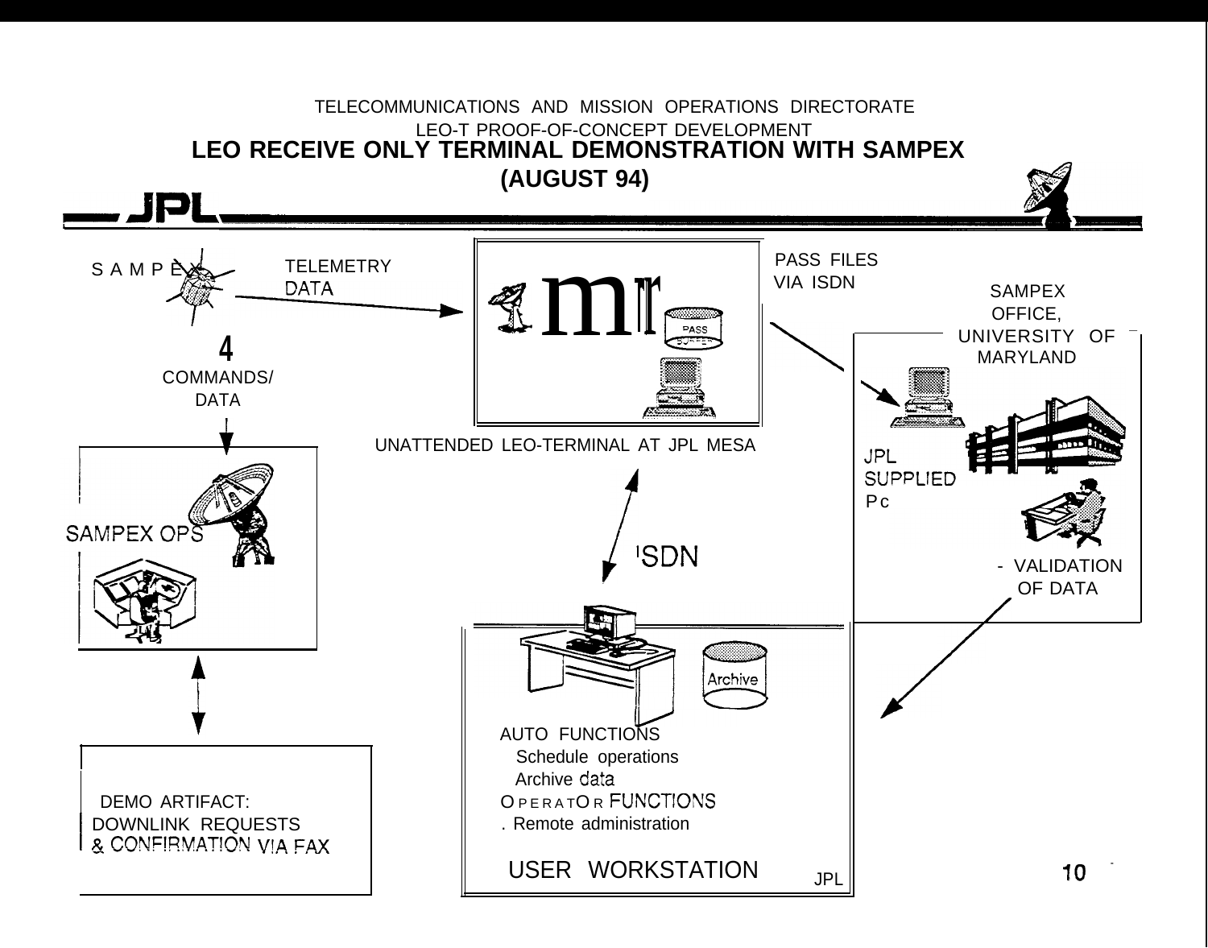TELECOMMUNICATIONS AND MISSION OPERATIONS DIRECTORATE

LEO-T PROOF-OF-CONCEPT DEVELOPMENT

# LEO RECEIVE ONLY TERMINAL DEMONSTRATION WITH SAMPEX (AUGUST 94)

SAMPEX

TELEMETRY DATA

COMMANDS/ DATA

PASS BUFFER

UNATTENDED LEO-TERMINAL AT JPL MESA

PASS FILES VIA ISDN

SAMPEX OFFICE, UNIVERSITY OF MARYLAND

JPL SUPPLIED PC

- VALIDATION OF DATA

SAMPEX OPS

ISDN

DEMO ARTIFACT:
DOWNLINK REQUESTS
& CONFIRMATION VIA FAX

Archive

AUTO FUNCTIONS
- Schedule operations
- Archive data

OPERATOR FUNCTIONS
- Remote administration

USER WORKSTATION

JPL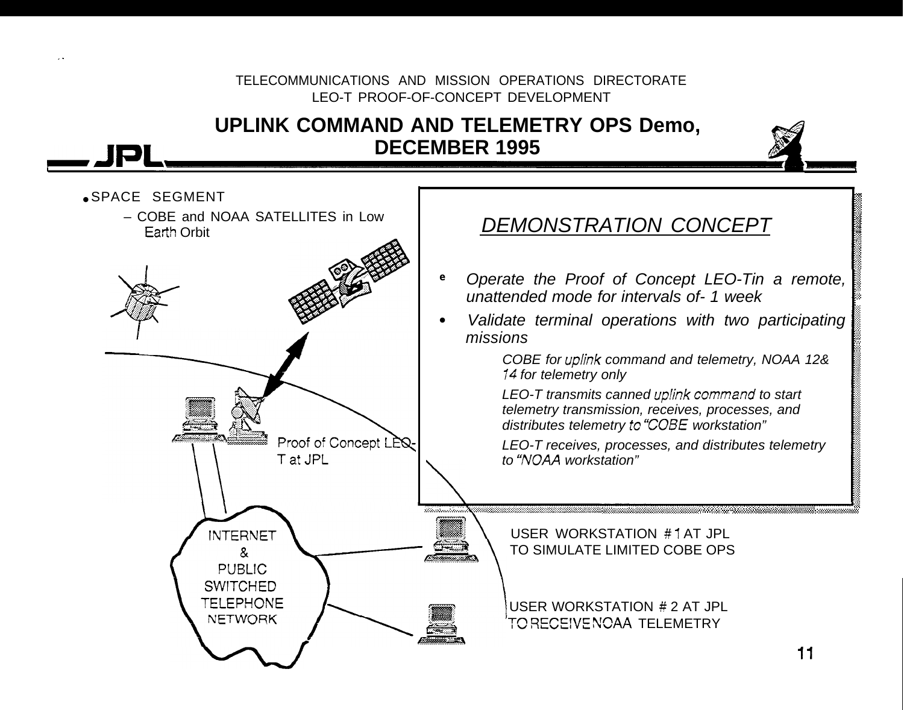TELECOMMUNICATIONS AND MISSION OPERATIONS DIRECTORATE
LEO-T PROOF-OF-CONCEPT DEVELOPMENT

# UPLINK COMMAND AND TELEMETRY OPS Demo, DECEMBER 1995

JPL

- SPACE SEGMENT
  - COBE and NOAA SATELLITES in Low Earth Orbit

Proof of Concept LEO-T at JPL

INTERNET & PUBLIC SWITCHED TELEPHONE NETWORK

USER WORKSTATION # 1 AT JPL TO SIMULATE LIMITED COBE OPS

USER WORKSTATION # 2 AT JPL TO RECEIVE NOAA TELEMETRY

## *DEMONSTRATION CONCEPT*

- *Operate the Proof of Concept LEO-Tin a remote, unattended mode for intervals of- 1 week*
- *Validate terminal operations with two participating missions*
  - *COBE for uplink command and telemetry, NOAA 12& 14 for telemetry only*
  - *LEO-T transmits canned uplink command to start telemetry transmission, receives, processes, and distributes telemetry to "COBE workstation"*
  - *LEO-T receives, processes, and distributes telemetry to "NOAA workstation"*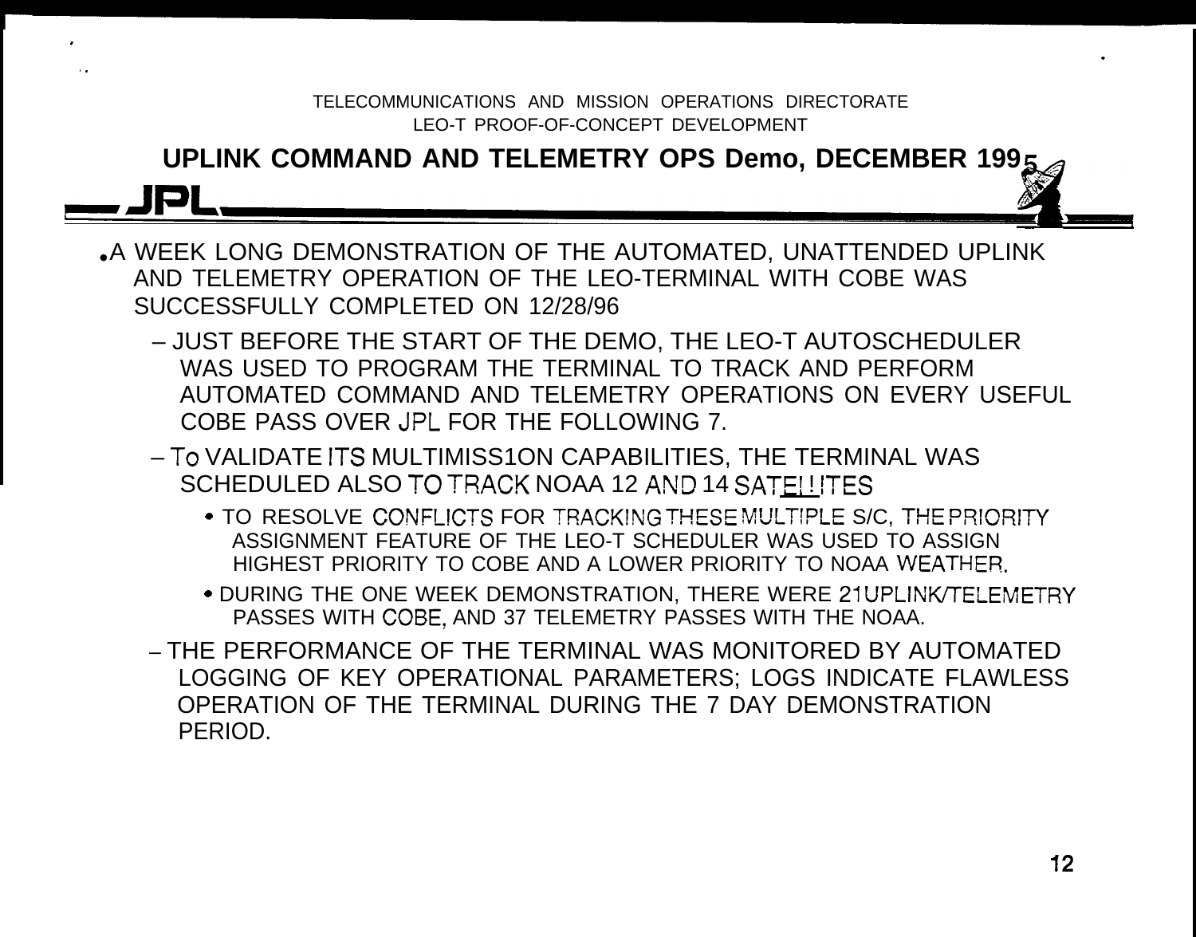TELECOMMUNICATIONS AND MISSION OPERATIONS DIRECTORATE
LEO-T PROOF-OF-CONCEPT DEVELOPMENT

## UPLINK COMMAND AND TELEMETRY OPS Demo, DECEMBER 1995

JPL

- A WEEK LONG DEMONSTRATION OF THE AUTOMATED, UNATTENDED UPLINK AND TELEMETRY OPERATION OF THE LEO-TERMINAL WITH COBE WAS SUCCESSFULLY COMPLETED ON 12/28/96
  - JUST BEFORE THE START OF THE DEMO, THE LEO-T AUTOSCHEDULER WAS USED TO PROGRAM THE TERMINAL TO TRACK AND PERFORM AUTOMATED COMMAND AND TELEMETRY OPERATIONS ON EVERY USEFUL COBE PASS OVER JPL FOR THE FOLLOWING 7.
  - To VALIDATE ITS MULTIMISS1ON CAPABILITIES, THE TERMINAL WAS SCHEDULED ALSO TO TRACK NOAA 12 AND 14 SATELLITES
    - TO RESOLVE CONFLICTS FOR TRACKING THESE MULTIPLE S/C, THE PRIORITY ASSIGNMENT FEATURE OF THE LEO-T SCHEDULER WAS USED TO ASSIGN HIGHEST PRIORITY TO COBE AND A LOWER PRIORITY TO NOAA WEATHER.
    - DURING THE ONE WEEK DEMONSTRATION, THERE WERE 21 UPLINK/TELEMETRY PASSES WITH COBE, AND 37 TELEMETRY PASSES WITH THE NOAA.
  - THE PERFORMANCE OF THE TERMINAL WAS MONITORED BY AUTOMATED LOGGING OF KEY OPERATIONAL PARAMETERS; LOGS INDICATE FLAWLESS OPERATION OF THE TERMINAL DURING THE 7 DAY DEMONSTRATION PERIOD.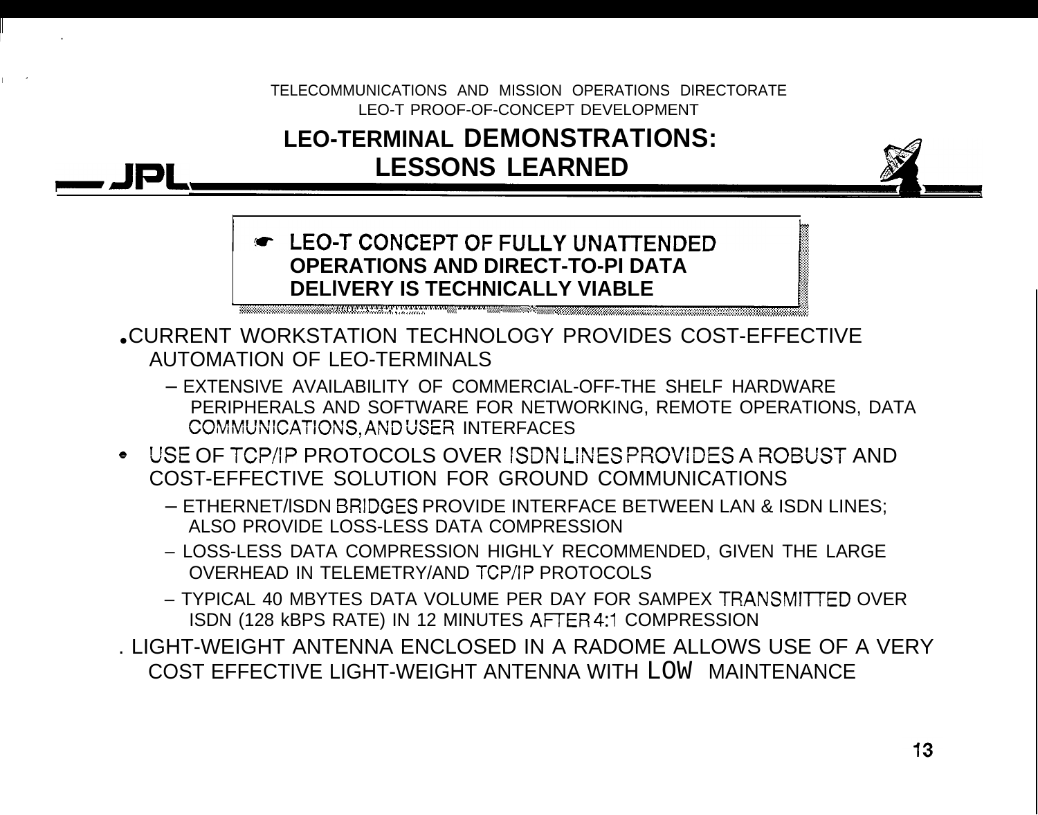TELECOMMUNICATIONS AND MISSION OPERATIONS DIRECTORATE
LEO-T PROOF-OF-CONCEPT DEVELOPMENT

# LEO-TERMINAL DEMONSTRATIONS: LESSONS LEARNED

**☛ LEO-T CONCEPT OF FULLY UNATTENDED OPERATIONS AND DIRECT-TO-PI DATA DELIVERY IS TECHNICALLY VIABLE**

- CURRENT WORKSTATION TECHNOLOGY PROVIDES COST-EFFECTIVE AUTOMATION OF LEO-TERMINALS
  - EXTENSIVE AVAILABILITY OF COMMERCIAL-OFF-THE SHELF HARDWARE PERIPHERALS AND SOFTWARE FOR NETWORKING, REMOTE OPERATIONS, DATA COMMUNICATIONS, AND USER INTERFACES
- USE OF TCP/IP PROTOCOLS OVER ISDN LINES PROVIDES A ROBUST AND COST-EFFECTIVE SOLUTION FOR GROUND COMMUNICATIONS
  - ETHERNET/ISDN BRIDGES PROVIDE INTERFACE BETWEEN LAN & ISDN LINES; ALSO PROVIDE LOSS-LESS DATA COMPRESSION
  - LOSS-LESS DATA COMPRESSION HIGHLY RECOMMENDED, GIVEN THE LARGE OVERHEAD IN TELEMETRY/AND TCP/IP PROTOCOLS
  - TYPICAL 40 MBYTES DATA VOLUME PER DAY FOR SAMPEX TRANSMITTED OVER ISDN (128 kBPS RATE) IN 12 MINUTES AFTER 4:1 COMPRESSION
- LIGHT-WEIGHT ANTENNA ENCLOSED IN A RADOME ALLOWS USE OF A VERY COST EFFECTIVE LIGHT-WEIGHT ANTENNA WITH LOW MAINTENANCE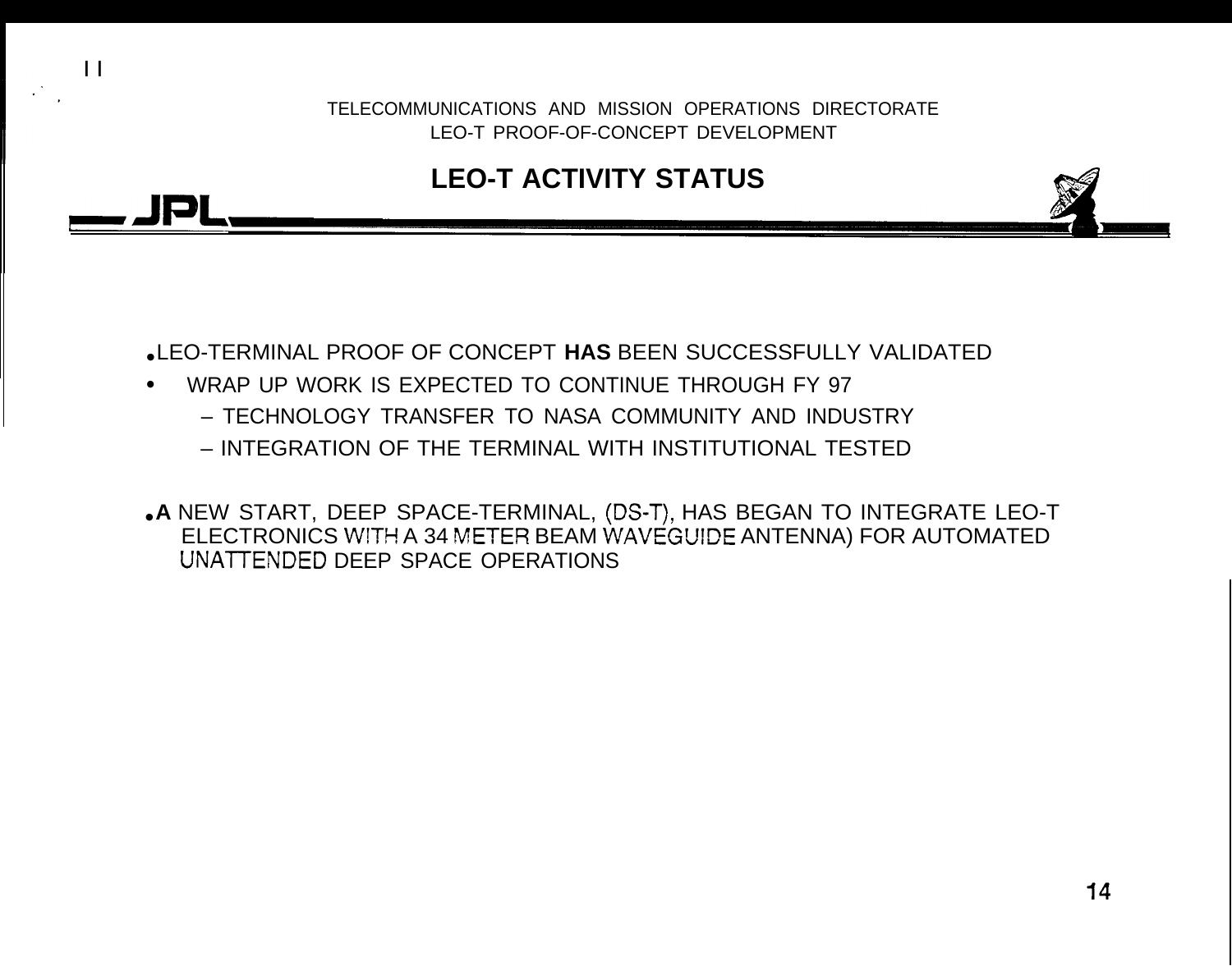TELECOMMUNICATIONS AND MISSION OPERATIONS DIRECTORATE
LEO-T PROOF-OF-CONCEPT DEVELOPMENT

# LEO-T ACTIVITY STATUS

- LEO-TERMINAL PROOF OF CONCEPT **HAS** BEEN SUCCESSFULLY VALIDATED
- WRAP UP WORK IS EXPECTED TO CONTINUE THROUGH FY 97
  - TECHNOLOGY TRANSFER TO NASA COMMUNITY AND INDUSTRY
  - INTEGRATION OF THE TERMINAL WITH INSTITUTIONAL TESTED

- **A** NEW START, DEEP SPACE-TERMINAL, (DS-T), HAS BEGAN TO INTEGRATE LEO-T ELECTRONICS WITH A 34 METER BEAM WAVEGUIDE ANTENNA) FOR AUTOMATED UNATTENDED DEEP SPACE OPERATIONS